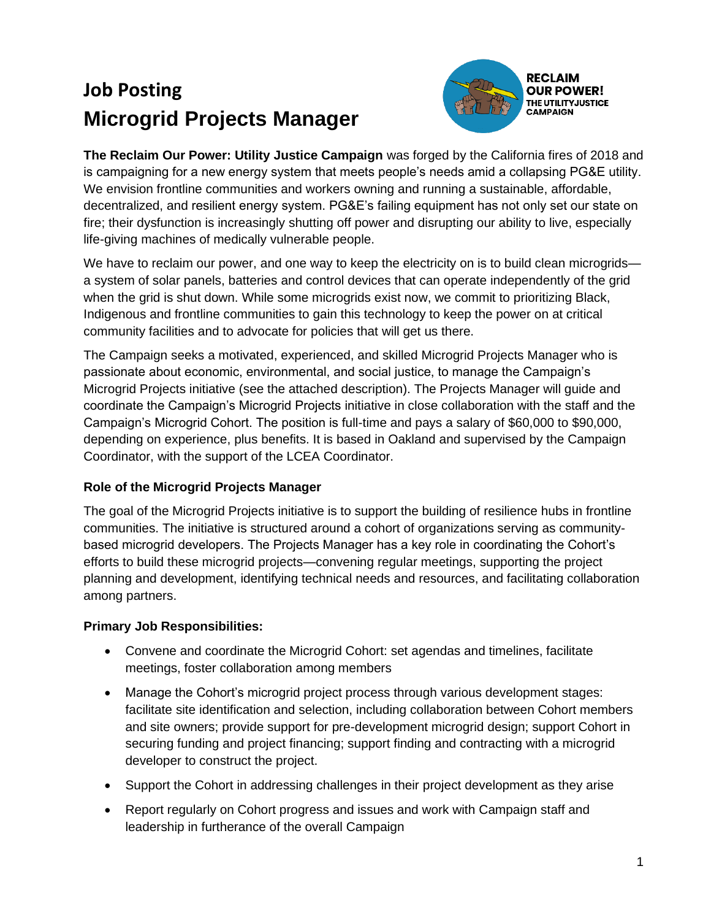# Job Posting

# Microgrid Projects Manager

RECLAIM OUR POWER! THE UTILITYJUSTICE CAMPAIGN

**The Reclaim Our Power: Utility Justice Campaign** was forged by the California fires of 2018 and is campaigning for a new energy system that meets people's needs amid a collapsing PG&E utility. We envision frontline communities and workers owning and running a sustainable, affordable, decentralized, and resilient energy system. PG&E's failing equipment has not only set our state on fire; their dysfunction is increasingly shutting off power and disrupting our ability to live, especially life-giving machines of medically vulnerable people.

We have to reclaim our power, and one way to keep the electricity on is to build clean microgrids—a system of solar panels, batteries and control devices that can operate independently of the grid when the grid is shut down. While some microgrids exist now, we commit to prioritizing Black, Indigenous and frontline communities to gain this technology to keep the power on at critical community facilities and to advocate for policies that will get us there.

The Campaign seeks a motivated, experienced, and skilled Microgrid Projects Manager who is passionate about economic, environmental, and social justice, to manage the Campaign's Microgrid Projects initiative (see the attached description). The Projects Manager will guide and coordinate the Campaign's Microgrid Projects initiative in close collaboration with the staff and the Campaign's Microgrid Cohort. The position is full-time and pays a salary of $60,000 to $90,000, depending on experience, plus benefits. It is based in Oakland and supervised by the Campaign Coordinator, with the support of the LCEA Coordinator.

### Role of the Microgrid Projects Manager

The goal of the Microgrid Projects initiative is to support the building of resilience hubs in frontline communities. The initiative is structured around a cohort of organizations serving as community-based microgrid developers. The Projects Manager has a key role in coordinating the Cohort's efforts to build these microgrid projects—convening regular meetings, supporting the project planning and development, identifying technical needs and resources, and facilitating collaboration among partners.

### Primary Job Responsibilities:

- Convene and coordinate the Microgrid Cohort: set agendas and timelines, facilitate meetings, foster collaboration among members
- Manage the Cohort's microgrid project process through various development stages: facilitate site identification and selection, including collaboration between Cohort members and site owners; provide support for pre-development microgrid design; support Cohort in securing funding and project financing; support finding and contracting with a microgrid developer to construct the project.
- Support the Cohort in addressing challenges in their project development as they arise
- Report regularly on Cohort progress and issues and work with Campaign staff and leadership in furtherance of the overall Campaign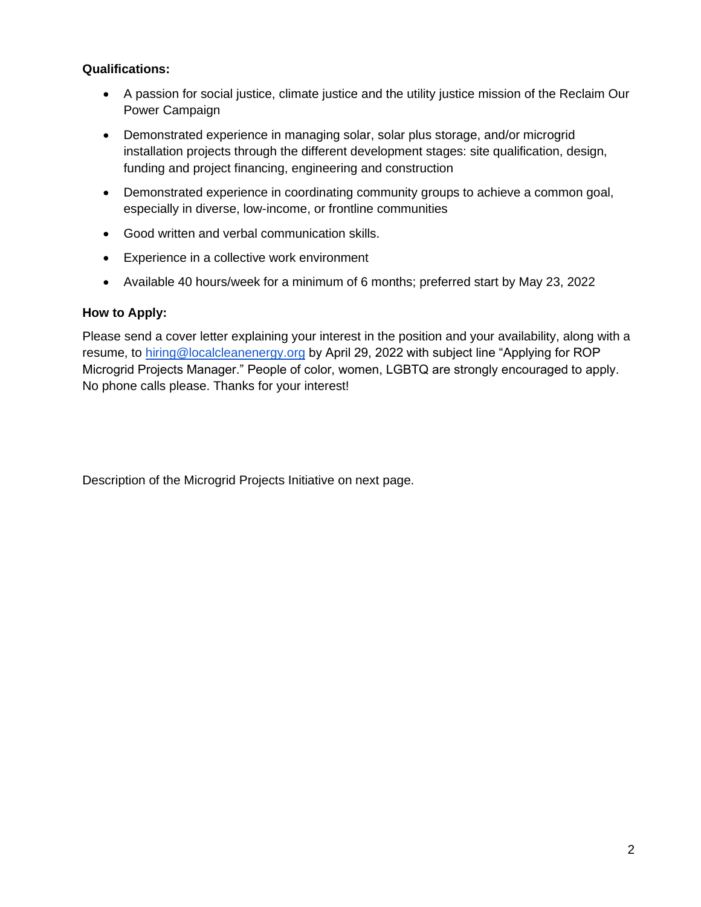**Qualifications:**

- A passion for social justice, climate justice and the utility justice mission of the Reclaim Our Power Campaign
- Demonstrated experience in managing solar, solar plus storage, and/or microgrid installation projects through the different development stages: site qualification, design, funding and project financing, engineering and construction
- Demonstrated experience in coordinating community groups to achieve a common goal, especially in diverse, low-income, or frontline communities
- Good written and verbal communication skills.
- Experience in a collective work environment
- Available 40 hours/week for a minimum of 6 months; preferred start by May 23, 2022

**How to Apply:**

Please send a cover letter explaining your interest in the position and your availability, along with a resume, to hiring@localcleanenergy.org by April 29, 2022 with subject line "Applying for ROP Microgrid Projects Manager." People of color, women, LGBTQ are strongly encouraged to apply. No phone calls please. Thanks for your interest!

Description of the Microgrid Projects Initiative on next page.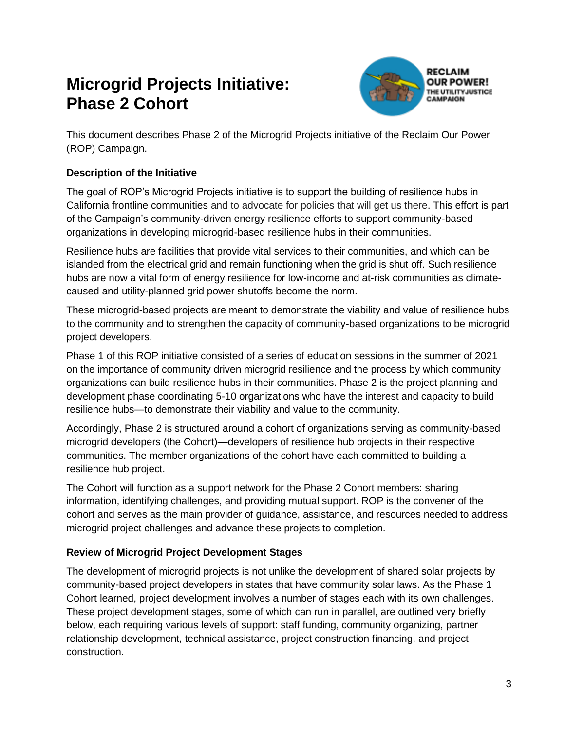# Microgrid Projects Initiative: Phase 2 Cohort

RECLAIM OUR POWER! THE UTILITY JUSTICE CAMPAIGN

This document describes Phase 2 of the Microgrid Projects initiative of the Reclaim Our Power (ROP) Campaign.

**Description of the Initiative**

The goal of ROP's Microgrid Projects initiative is to support the building of resilience hubs in California frontline communities and to advocate for policies that will get us there. This effort is part of the Campaign's community-driven energy resilience efforts to support community-based organizations in developing microgrid-based resilience hubs in their communities.

Resilience hubs are facilities that provide vital services to their communities, and which can be islanded from the electrical grid and remain functioning when the grid is shut off. Such resilience hubs are now a vital form of energy resilience for low-income and at-risk communities as climate-caused and utility-planned grid power shutoffs become the norm.

These microgrid-based projects are meant to demonstrate the viability and value of resilience hubs to the community and to strengthen the capacity of community-based organizations to be microgrid project developers.

Phase 1 of this ROP initiative consisted of a series of education sessions in the summer of 2021 on the importance of community driven microgrid resilience and the process by which community organizations can build resilience hubs in their communities. Phase 2 is the project planning and development phase coordinating 5-10 organizations who have the interest and capacity to build resilience hubs—to demonstrate their viability and value to the community.

Accordingly, Phase 2 is structured around a cohort of organizations serving as community-based microgrid developers (the Cohort)—developers of resilience hub projects in their respective communities. The member organizations of the cohort have each committed to building a resilience hub project.

The Cohort will function as a support network for the Phase 2 Cohort members: sharing information, identifying challenges, and providing mutual support. ROP is the convener of the cohort and serves as the main provider of guidance, assistance, and resources needed to address microgrid project challenges and advance these projects to completion.

**Review of Microgrid Project Development Stages**

The development of microgrid projects is not unlike the development of shared solar projects by community-based project developers in states that have community solar laws. As the Phase 1 Cohort learned, project development involves a number of stages each with its own challenges. These project development stages, some of which can run in parallel, are outlined very briefly below, each requiring various levels of support: staff funding, community organizing, partner relationship development, technical assistance, project construction financing, and project construction.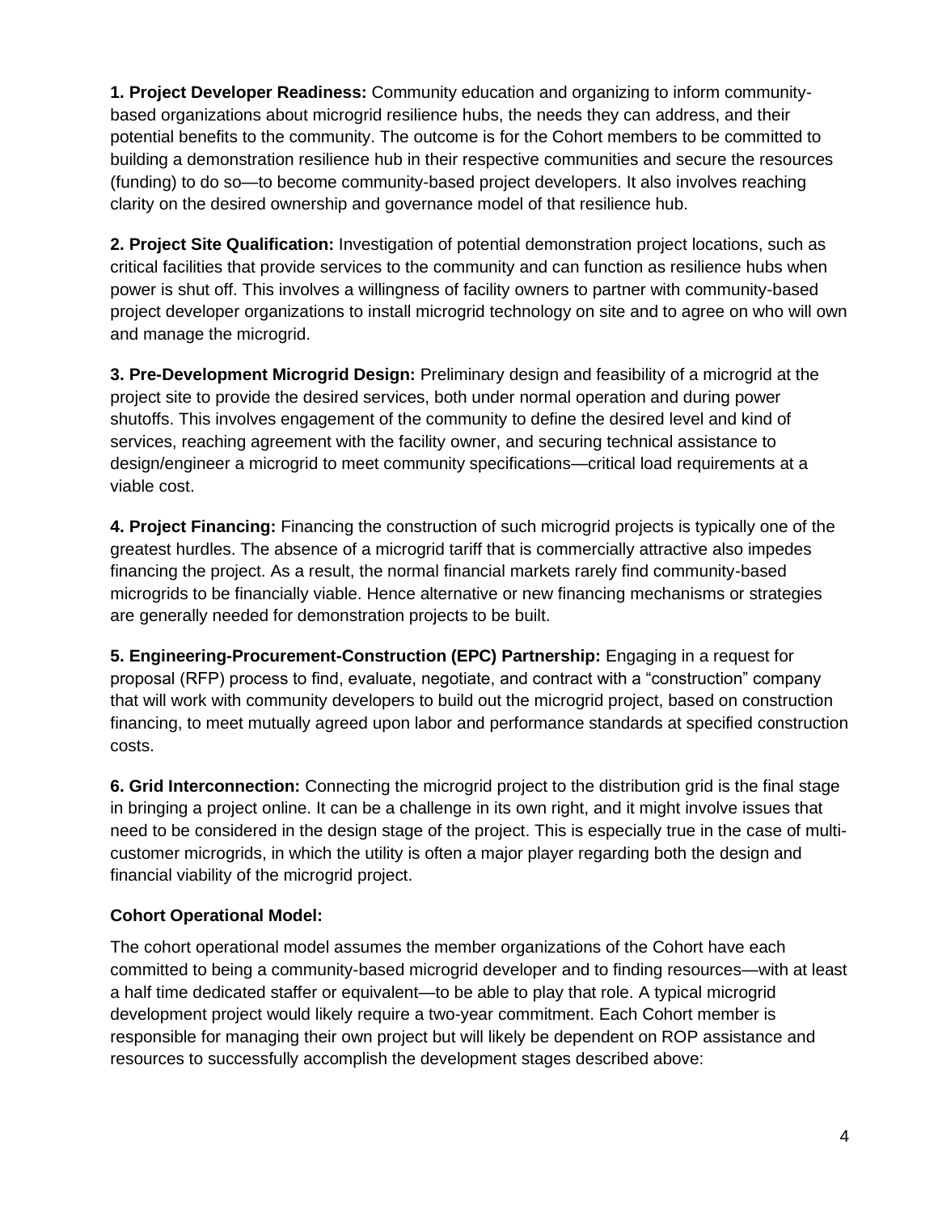**1. Project Developer Readiness:** Community education and organizing to inform community-based organizations about microgrid resilience hubs, the needs they can address, and their potential benefits to the community. The outcome is for the Cohort members to be committed to building a demonstration resilience hub in their respective communities and secure the resources (funding) to do so—to become community-based project developers. It also involves reaching clarity on the desired ownership and governance model of that resilience hub.

**2. Project Site Qualification:** Investigation of potential demonstration project locations, such as critical facilities that provide services to the community and can function as resilience hubs when power is shut off. This involves a willingness of facility owners to partner with community-based project developer organizations to install microgrid technology on site and to agree on who will own and manage the microgrid.

**3. Pre-Development Microgrid Design:** Preliminary design and feasibility of a microgrid at the project site to provide the desired services, both under normal operation and during power shutoffs. This involves engagement of the community to define the desired level and kind of services, reaching agreement with the facility owner, and securing technical assistance to design/engineer a microgrid to meet community specifications—critical load requirements at a viable cost.

**4. Project Financing:** Financing the construction of such microgrid projects is typically one of the greatest hurdles. The absence of a microgrid tariff that is commercially attractive also impedes financing the project. As a result, the normal financial markets rarely find community-based microgrids to be financially viable. Hence alternative or new financing mechanisms or strategies are generally needed for demonstration projects to be built.

**5. Engineering-Procurement-Construction (EPC) Partnership:** Engaging in a request for proposal (RFP) process to find, evaluate, negotiate, and contract with a "construction" company that will work with community developers to build out the microgrid project, based on construction financing, to meet mutually agreed upon labor and performance standards at specified construction costs.

**6. Grid Interconnection:** Connecting the microgrid project to the distribution grid is the final stage in bringing a project online. It can be a challenge in its own right, and it might involve issues that need to be considered in the design stage of the project. This is especially true in the case of multi-customer microgrids, in which the utility is often a major player regarding both the design and financial viability of the microgrid project.

**Cohort Operational Model:**

The cohort operational model assumes the member organizations of the Cohort have each committed to being a community-based microgrid developer and to finding resources—with at least a half time dedicated staffer or equivalent—to be able to play that role. A typical microgrid development project would likely require a two-year commitment. Each Cohort member is responsible for managing their own project but will likely be dependent on ROP assistance and resources to successfully accomplish the development stages described above: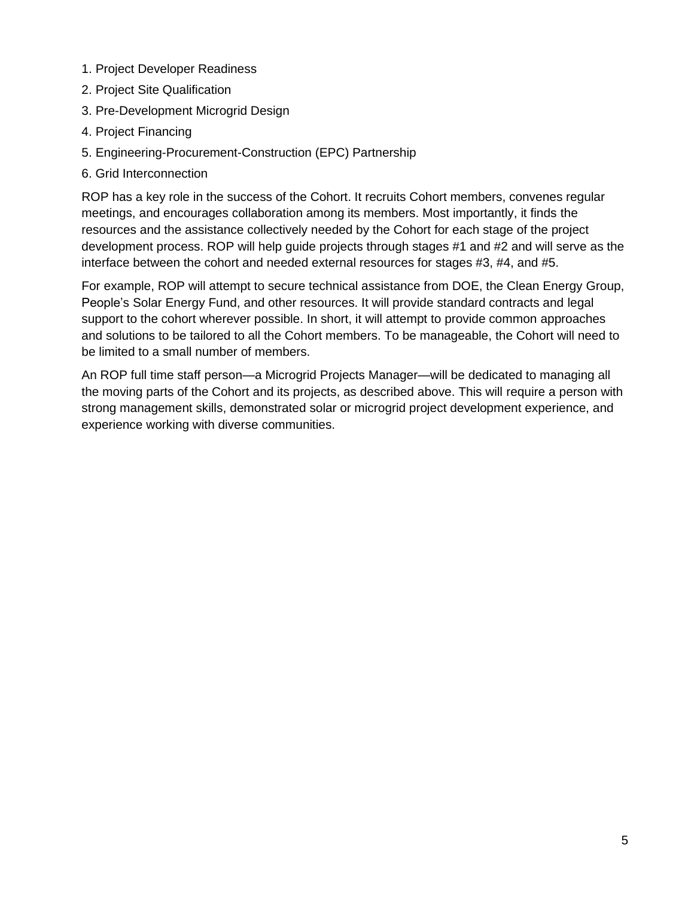1. Project Developer Readiness
2. Project Site Qualification
3. Pre-Development Microgrid Design
4. Project Financing
5. Engineering-Procurement-Construction (EPC) Partnership
6. Grid Interconnection

ROP has a key role in the success of the Cohort. It recruits Cohort members, convenes regular meetings, and encourages collaboration among its members. Most importantly, it finds the resources and the assistance collectively needed by the Cohort for each stage of the project development process. ROP will help guide projects through stages #1 and #2 and will serve as the interface between the cohort and needed external resources for stages #3, #4, and #5.

For example, ROP will attempt to secure technical assistance from DOE, the Clean Energy Group, People's Solar Energy Fund, and other resources. It will provide standard contracts and legal support to the cohort wherever possible. In short, it will attempt to provide common approaches and solutions to be tailored to all the Cohort members. To be manageable, the Cohort will need to be limited to a small number of members.

An ROP full time staff person—a Microgrid Projects Manager—will be dedicated to managing all the moving parts of the Cohort and its projects, as described above. This will require a person with strong management skills, demonstrated solar or microgrid project development experience, and experience working with diverse communities.